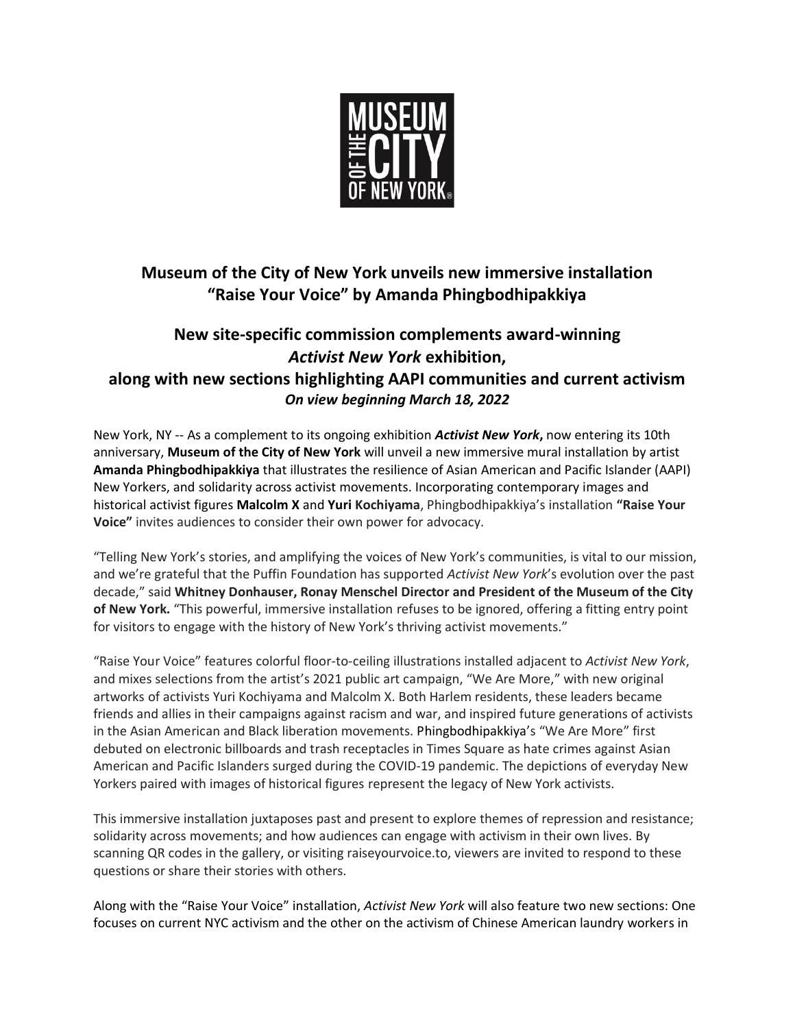**Museum of the City of New York unveils new immersive installation "Raise Your Voice" by Amanda Phingbodhipakkiya**

**New site-specific commission complements award-winning *Activist New York* exhibition, along with new sections highlighting AAPI communities and current activism**
***On view beginning March 18, 2022***

New York, NY -- As a complement to its ongoing exhibition ***Activist New York*,** now entering its 10th anniversary, **Museum of the City of New York** will unveil a new immersive mural installation by artist **Amanda Phingbodhipakkiya** that illustrates the resilience of Asian American and Pacific Islander (AAPI) New Yorkers, and solidarity across activist movements. Incorporating contemporary images and historical activist figures **Malcolm X** and **Yuri Kochiyama**, Phingbodhipakkiya's installation **"Raise Your Voice"** invites audiences to consider their own power for advocacy.

"Telling New York's stories, and amplifying the voices of New York's communities, is vital to our mission, and we're grateful that the Puffin Foundation has supported *Activist New York*'s evolution over the past decade," said **Whitney Donhauser, Ronay Menschel Director and President of the Museum of the City of New York.** "This powerful, immersive installation refuses to be ignored, offering a fitting entry point for visitors to engage with the history of New York's thriving activist movements."

"Raise Your Voice" features colorful floor-to-ceiling illustrations installed adjacent to *Activist New York*, and mixes selections from the artist's 2021 public art campaign, "We Are More," with new original artworks of activists Yuri Kochiyama and Malcolm X. Both Harlem residents, these leaders became friends and allies in their campaigns against racism and war, and inspired future generations of activists in the Asian American and Black liberation movements. Phingbodhipakkiya's "We Are More" first debuted on electronic billboards and trash receptacles in Times Square as hate crimes against Asian American and Pacific Islanders surged during the COVID-19 pandemic. The depictions of everyday New Yorkers paired with images of historical figures represent the legacy of New York activists.

This immersive installation juxtaposes past and present to explore themes of repression and resistance; solidarity across movements; and how audiences can engage with activism in their own lives. By scanning QR codes in the gallery, or visiting raiseyourvoice.to, viewers are invited to respond to these questions or share their stories with others.

Along with the "Raise Your Voice" installation, *Activist New York* will also feature two new sections: One focuses on current NYC activism and the other on the activism of Chinese American laundry workers in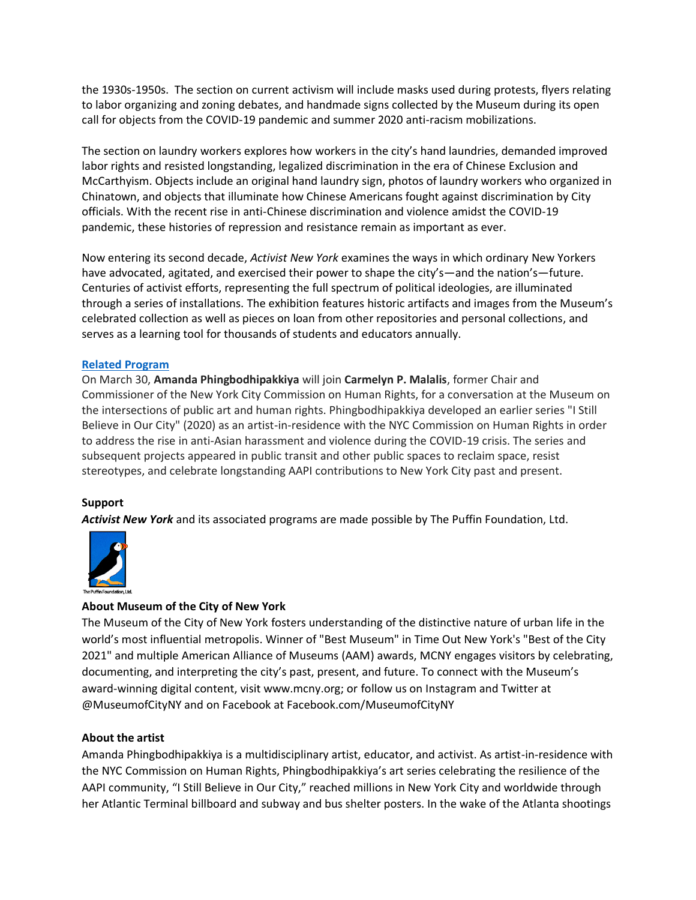the 1930s-1950s. The section on current activism will include masks used during protests, flyers relating to labor organizing and zoning debates, and handmade signs collected by the Museum during its open call for objects from the COVID-19 pandemic and summer 2020 anti-racism mobilizations.

The section on laundry workers explores how workers in the city's hand laundries, demanded improved labor rights and resisted longstanding, legalized discrimination in the era of Chinese Exclusion and McCarthyism. Objects include an original hand laundry sign, photos of laundry workers who organized in Chinatown, and objects that illuminate how Chinese Americans fought against discrimination by City officials. With the recent rise in anti-Chinese discrimination and violence amidst the COVID-19 pandemic, these histories of repression and resistance remain as important as ever.

Now entering its second decade, *Activist New York* examines the ways in which ordinary New Yorkers have advocated, agitated, and exercised their power to shape the city's—and the nation's—future. Centuries of activist efforts, representing the full spectrum of political ideologies, are illuminated through a series of installations. The exhibition features historic artifacts and images from the Museum's celebrated collection as well as pieces on loan from other repositories and personal collections, and serves as a learning tool for thousands of students and educators annually.

**Related Program**

On March 30, **Amanda Phingbodhipakkiya** will join **Carmelyn P. Malalis**, former Chair and Commissioner of the New York City Commission on Human Rights, for a conversation at the Museum on the intersections of public art and human rights. Phingbodhipakkiya developed an earlier series "I Still Believe in Our City" (2020) as an artist-in-residence with the NYC Commission on Human Rights in order to address the rise in anti-Asian harassment and violence during the COVID-19 crisis. The series and subsequent projects appeared in public transit and other public spaces to reclaim space, resist stereotypes, and celebrate longstanding AAPI contributions to New York City past and present.

**Support**

***Activist New York*** and its associated programs are made possible by The Puffin Foundation, Ltd.

The Puffin Foundation, Ltd.

**About Museum of the City of New York**

The Museum of the City of New York fosters understanding of the distinctive nature of urban life in the world's most influential metropolis. Winner of "Best Museum" in Time Out New York's "Best of the City 2021" and multiple American Alliance of Museums (AAM) awards, MCNY engages visitors by celebrating, documenting, and interpreting the city's past, present, and future. To connect with the Museum's award-winning digital content, visit www.mcny.org; or follow us on Instagram and Twitter at @MuseumofCityNY and on Facebook at Facebook.com/MuseumofCityNY

**About the artist**

Amanda Phingbodhipakkiya is a multidisciplinary artist, educator, and activist. As artist-in-residence with the NYC Commission on Human Rights, Phingbodhipakkiya's art series celebrating the resilience of the AAPI community, "I Still Believe in Our City," reached millions in New York City and worldwide through her Atlantic Terminal billboard and subway and bus shelter posters. In the wake of the Atlanta shootings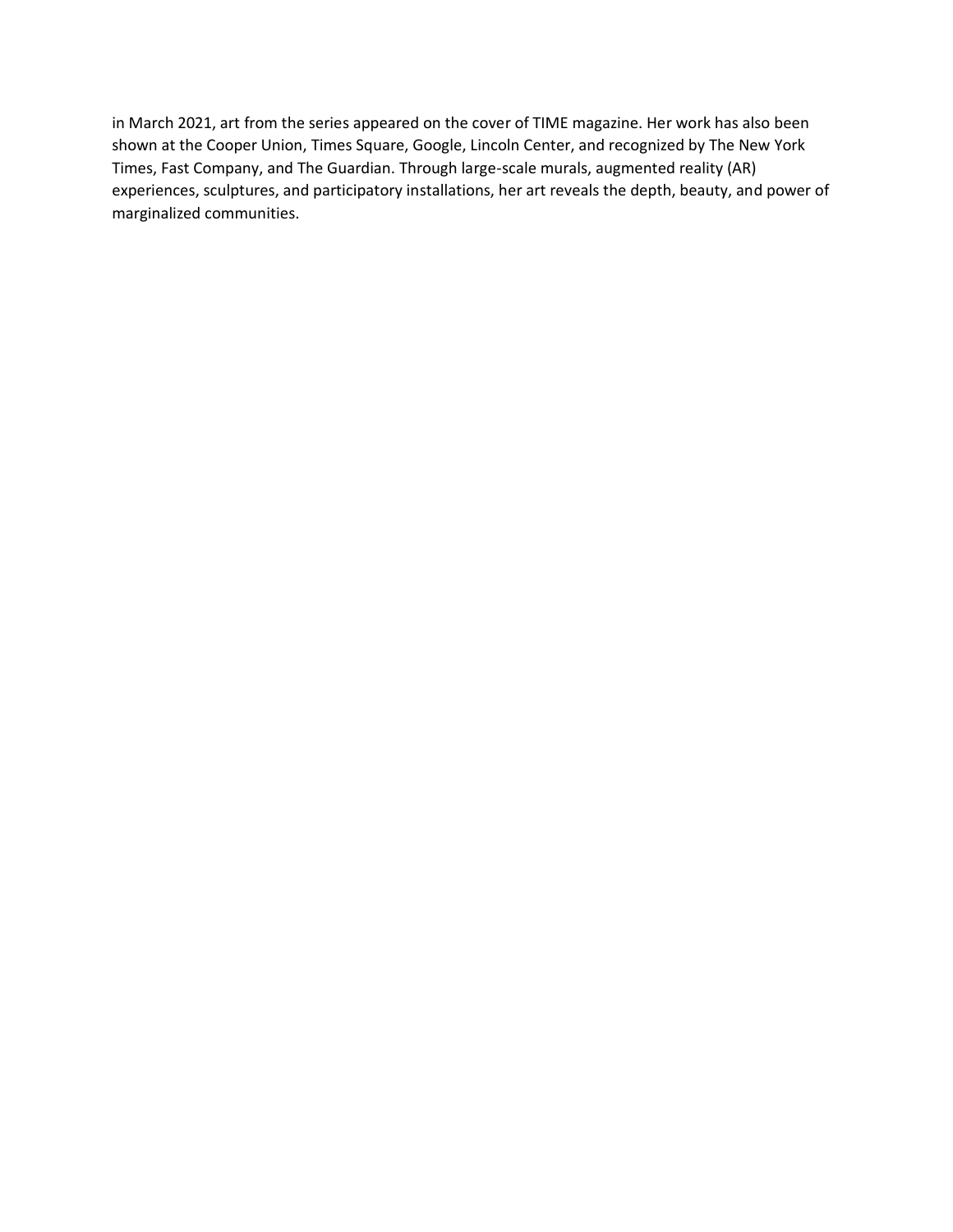in March 2021, art from the series appeared on the cover of TIME magazine. Her work has also been shown at the Cooper Union, Times Square, Google, Lincoln Center, and recognized by The New York Times, Fast Company, and The Guardian. Through large-scale murals, augmented reality (AR) experiences, sculptures, and participatory installations, her art reveals the depth, beauty, and power of marginalized communities.